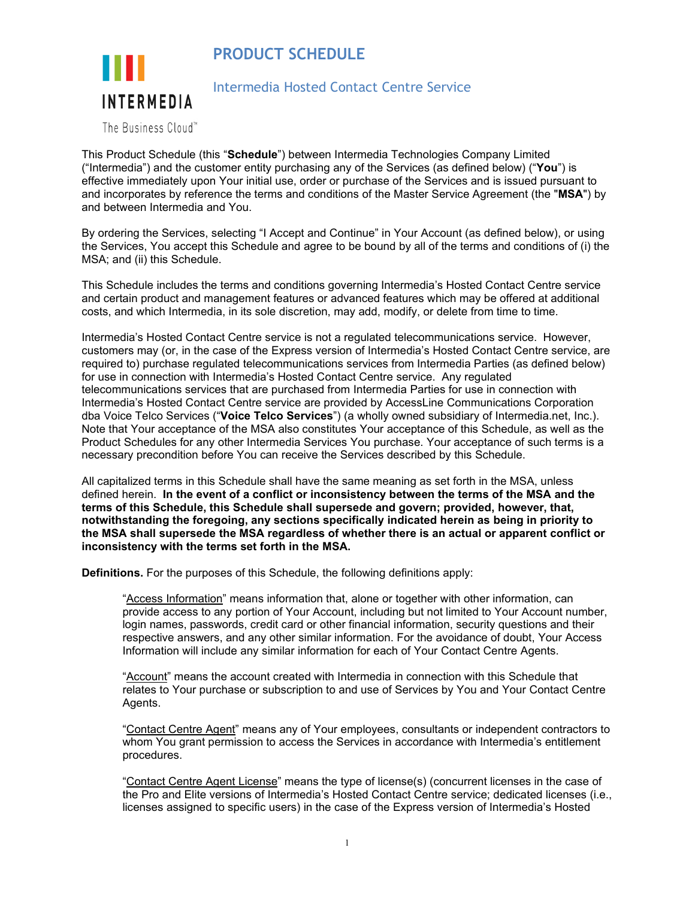# PRODUCT SCHEDULE

## Intermedia Hosted Contact Centre Service

This Product Schedule (this "**Schedule**") between Intermedia Technologies Company Limited ("Intermedia") and the customer entity purchasing any of the Services (as defined below) ("**You**") is effective immediately upon Your initial use, order or purchase of the Services and is issued pursuant to and incorporates by reference the terms and conditions of the Master Service Agreement (the "**MSA**") by and between Intermedia and You.

By ordering the Services, selecting "I Accept and Continue" in Your Account (as defined below), or using the Services, You accept this Schedule and agree to be bound by all of the terms and conditions of (i) the MSA; and (ii) this Schedule.

This Schedule includes the terms and conditions governing Intermedia's Hosted Contact Centre service and certain product and management features or advanced features which may be offered at additional costs, and which Intermedia, in its sole discretion, may add, modify, or delete from time to time.

Intermedia's Hosted Contact Centre service is not a regulated telecommunications service. However, customers may (or, in the case of the Express version of Intermedia's Hosted Contact Centre service, are required to) purchase regulated telecommunications services from Intermedia Parties (as defined below) for use in connection with Intermedia's Hosted Contact Centre service. Any regulated telecommunications services that are purchased from Intermedia Parties for use in connection with Intermedia's Hosted Contact Centre service are provided by AccessLine Communications Corporation dba Voice Telco Services ("**Voice Telco Services**") (a wholly owned subsidiary of Intermedia.net, Inc.). Note that Your acceptance of the MSA also constitutes Your acceptance of this Schedule, as well as the Product Schedules for any other Intermedia Services You purchase. Your acceptance of such terms is a necessary precondition before You can receive the Services described by this Schedule.

All capitalized terms in this Schedule shall have the same meaning as set forth in the MSA, unless defined herein. **In the event of a conflict or inconsistency between the terms of the MSA and the terms of this Schedule, this Schedule shall supersede and govern; provided, however, that, notwithstanding the foregoing, any sections specifically indicated herein as being in priority to the MSA shall supersede the MSA regardless of whether there is an actual or apparent conflict or inconsistency with the terms set forth in the MSA.**

**Definitions.** For the purposes of this Schedule, the following definitions apply:

"Access Information" means information that, alone or together with other information, can provide access to any portion of Your Account, including but not limited to Your Account number, login names, passwords, credit card or other financial information, security questions and their respective answers, and any other similar information. For the avoidance of doubt, Your Access Information will include any similar information for each of Your Contact Centre Agents.

"Account" means the account created with Intermedia in connection with this Schedule that relates to Your purchase or subscription to and use of Services by You and Your Contact Centre Agents.

"Contact Centre Agent" means any of Your employees, consultants or independent contractors to whom You grant permission to access the Services in accordance with Intermedia's entitlement procedures.

"Contact Centre Agent License" means the type of license(s) (concurrent licenses in the case of the Pro and Elite versions of Intermedia's Hosted Contact Centre service; dedicated licenses (i.e., licenses assigned to specific users) in the case of the Express version of Intermedia's Hosted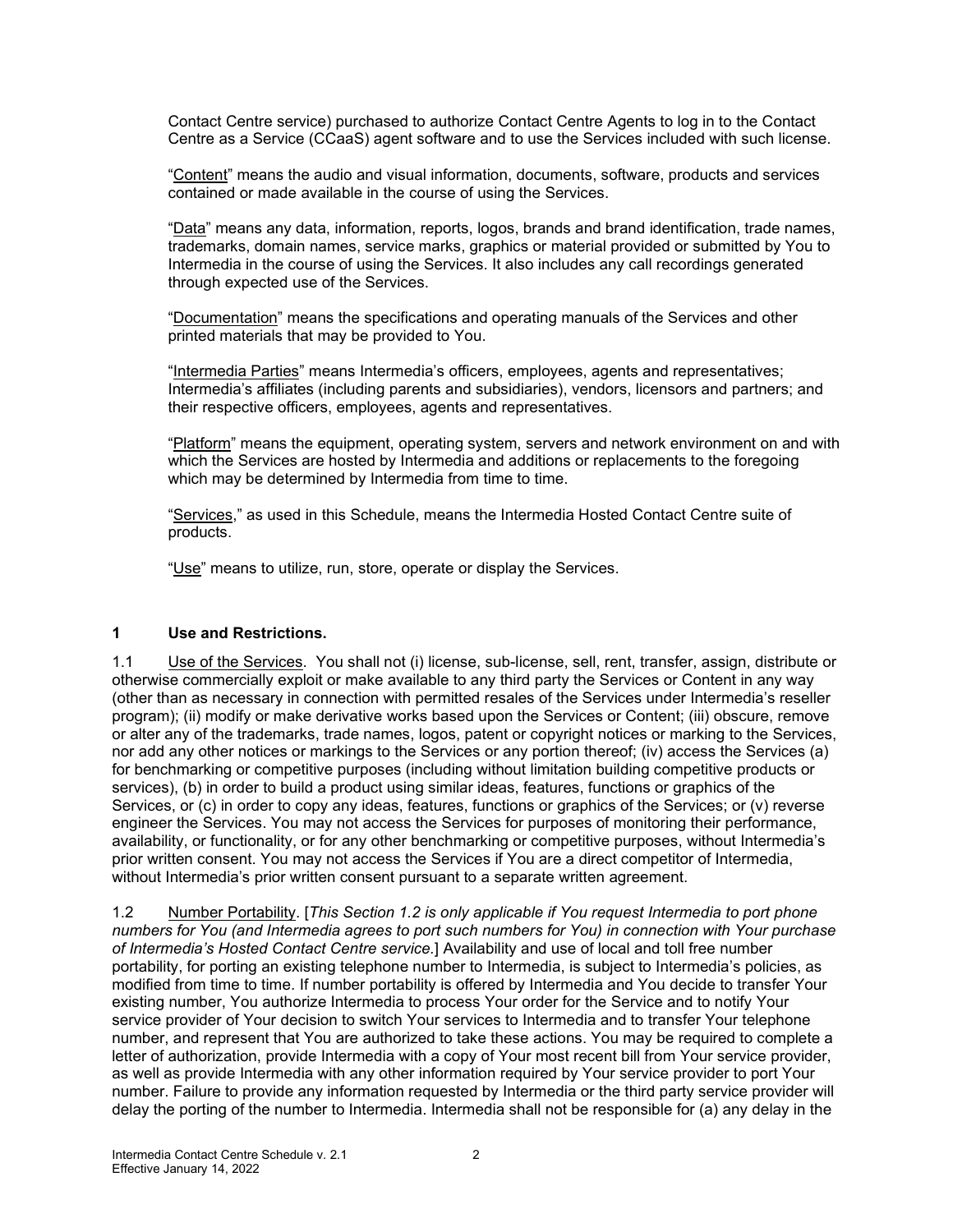Contact Centre service) purchased to authorize Contact Centre Agents to log in to the Contact Centre as a Service (CCaaS) agent software and to use the Services included with such license.

"Content" means the audio and visual information, documents, software, products and services contained or made available in the course of using the Services.

"Data" means any data, information, reports, logos, brands and brand identification, trade names, trademarks, domain names, service marks, graphics or material provided or submitted by You to Intermedia in the course of using the Services. It also includes any call recordings generated through expected use of the Services.

"Documentation" means the specifications and operating manuals of the Services and other printed materials that may be provided to You.

"Intermedia Parties" means Intermedia's officers, employees, agents and representatives; Intermedia's affiliates (including parents and subsidiaries), vendors, licensors and partners; and their respective officers, employees, agents and representatives.

"Platform" means the equipment, operating system, servers and network environment on and with which the Services are hosted by Intermedia and additions or replacements to the foregoing which may be determined by Intermedia from time to time.

"Services," as used in this Schedule, means the Intermedia Hosted Contact Centre suite of products.

"Use" means to utilize, run, store, operate or display the Services.

## 1 Use and Restrictions.

1.1 Use of the Services. You shall not (i) license, sub-license, sell, rent, transfer, assign, distribute or otherwise commercially exploit or make available to any third party the Services or Content in any way (other than as necessary in connection with permitted resales of the Services under Intermedia's reseller program); (ii) modify or make derivative works based upon the Services or Content; (iii) obscure, remove or alter any of the trademarks, trade names, logos, patent or copyright notices or marking to the Services, nor add any other notices or markings to the Services or any portion thereof; (iv) access the Services (a) for benchmarking or competitive purposes (including without limitation building competitive products or services), (b) in order to build a product using similar ideas, features, functions or graphics of the Services, or (c) in order to copy any ideas, features, functions or graphics of the Services; or (v) reverse engineer the Services. You may not access the Services for purposes of monitoring their performance, availability, or functionality, or for any other benchmarking or competitive purposes, without Intermedia's prior written consent. You may not access the Services if You are a direct competitor of Intermedia, without Intermedia's prior written consent pursuant to a separate written agreement.

1.2 Number Portability. [*This Section 1.2 is only applicable if You request Intermedia to port phone numbers for You (and Intermedia agrees to port such numbers for You) in connection with Your purchase of Intermedia's Hosted Contact Centre service.*] Availability and use of local and toll free number portability, for porting an existing telephone number to Intermedia, is subject to Intermedia's policies, as modified from time to time. If number portability is offered by Intermedia and You decide to transfer Your existing number, You authorize Intermedia to process Your order for the Service and to notify Your service provider of Your decision to switch Your services to Intermedia and to transfer Your telephone number, and represent that You are authorized to take these actions. You may be required to complete a letter of authorization, provide Intermedia with a copy of Your most recent bill from Your service provider, as well as provide Intermedia with any other information required by Your service provider to port Your number. Failure to provide any information requested by Intermedia or the third party service provider will delay the porting of the number to Intermedia. Intermedia shall not be responsible for (a) any delay in the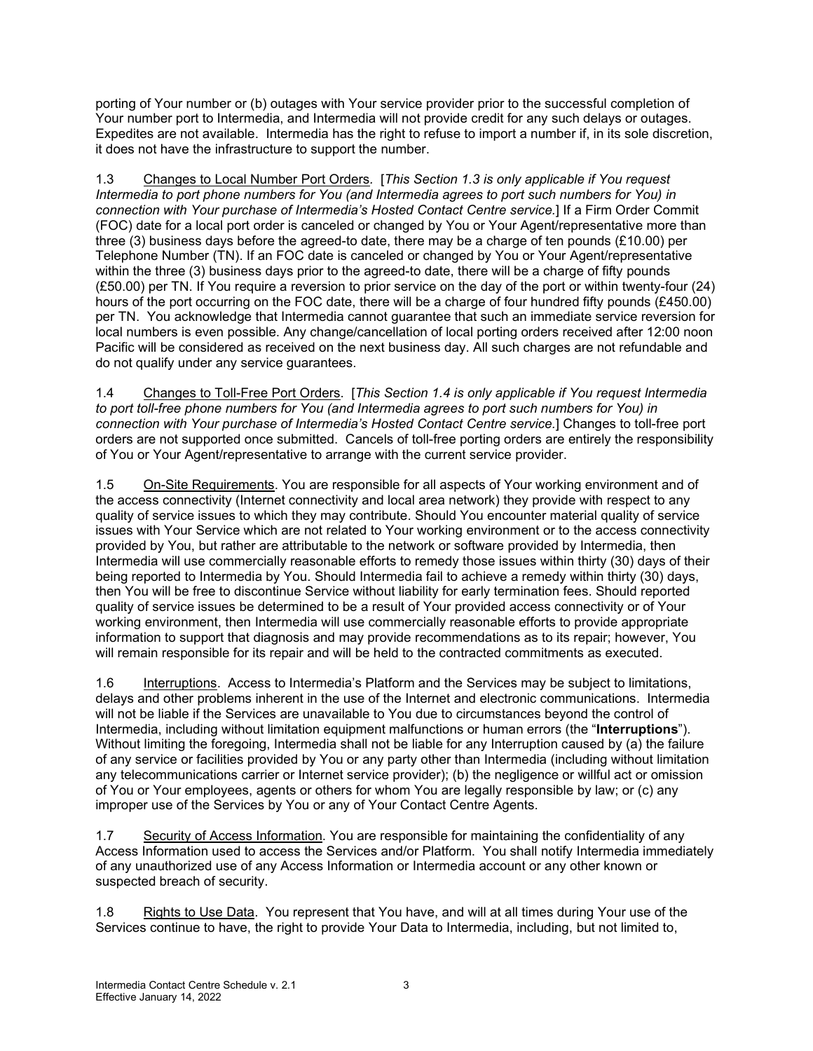porting of Your number or (b) outages with Your service provider prior to the successful completion of Your number port to Intermedia, and Intermedia will not provide credit for any such delays or outages. Expedites are not available. Intermedia has the right to refuse to import a number if, in its sole discretion, it does not have the infrastructure to support the number.

1.3 Changes to Local Number Port Orders. [*This Section 1.3 is only applicable if You request Intermedia to port phone numbers for You (and Intermedia agrees to port such numbers for You) in connection with Your purchase of Intermedia's Hosted Contact Centre service.*] If a Firm Order Commit (FOC) date for a local port order is canceled or changed by You or Your Agent/representative more than three (3) business days before the agreed-to date, there may be a charge of ten pounds (£10.00) per Telephone Number (TN). If an FOC date is canceled or changed by You or Your Agent/representative within the three (3) business days prior to the agreed-to date, there will be a charge of fifty pounds (£50.00) per TN. If You require a reversion to prior service on the day of the port or within twenty-four (24) hours of the port occurring on the FOC date, there will be a charge of four hundred fifty pounds (£450.00) per TN. You acknowledge that Intermedia cannot guarantee that such an immediate service reversion for local numbers is even possible. Any change/cancellation of local porting orders received after 12:00 noon Pacific will be considered as received on the next business day. All such charges are not refundable and do not qualify under any service guarantees.

1.4 Changes to Toll-Free Port Orders. [*This Section 1.4 is only applicable if You request Intermedia to port toll-free phone numbers for You (and Intermedia agrees to port such numbers for You) in connection with Your purchase of Intermedia's Hosted Contact Centre service.*] Changes to toll-free port orders are not supported once submitted. Cancels of toll-free porting orders are entirely the responsibility of You or Your Agent/representative to arrange with the current service provider.

1.5 On-Site Requirements. You are responsible for all aspects of Your working environment and of the access connectivity (Internet connectivity and local area network) they provide with respect to any quality of service issues to which they may contribute. Should You encounter material quality of service issues with Your Service which are not related to Your working environment or to the access connectivity provided by You, but rather are attributable to the network or software provided by Intermedia, then Intermedia will use commercially reasonable efforts to remedy those issues within thirty (30) days of their being reported to Intermedia by You. Should Intermedia fail to achieve a remedy within thirty (30) days, then You will be free to discontinue Service without liability for early termination fees. Should reported quality of service issues be determined to be a result of Your provided access connectivity or of Your working environment, then Intermedia will use commercially reasonable efforts to provide appropriate information to support that diagnosis and may provide recommendations as to its repair; however, You will remain responsible for its repair and will be held to the contracted commitments as executed.

1.6 Interruptions. Access to Intermedia's Platform and the Services may be subject to limitations, delays and other problems inherent in the use of the Internet and electronic communications. Intermedia will not be liable if the Services are unavailable to You due to circumstances beyond the control of Intermedia, including without limitation equipment malfunctions or human errors (the "**Interruptions**"). Without limiting the foregoing, Intermedia shall not be liable for any Interruption caused by (a) the failure of any service or facilities provided by You or any party other than Intermedia (including without limitation any telecommunications carrier or Internet service provider); (b) the negligence or willful act or omission of You or Your employees, agents or others for whom You are legally responsible by law; or (c) any improper use of the Services by You or any of Your Contact Centre Agents.

1.7 Security of Access Information. You are responsible for maintaining the confidentiality of any Access Information used to access the Services and/or Platform. You shall notify Intermedia immediately of any unauthorized use of any Access Information or Intermedia account or any other known or suspected breach of security.

1.8 Rights to Use Data. You represent that You have, and will at all times during Your use of the Services continue to have, the right to provide Your Data to Intermedia, including, but not limited to,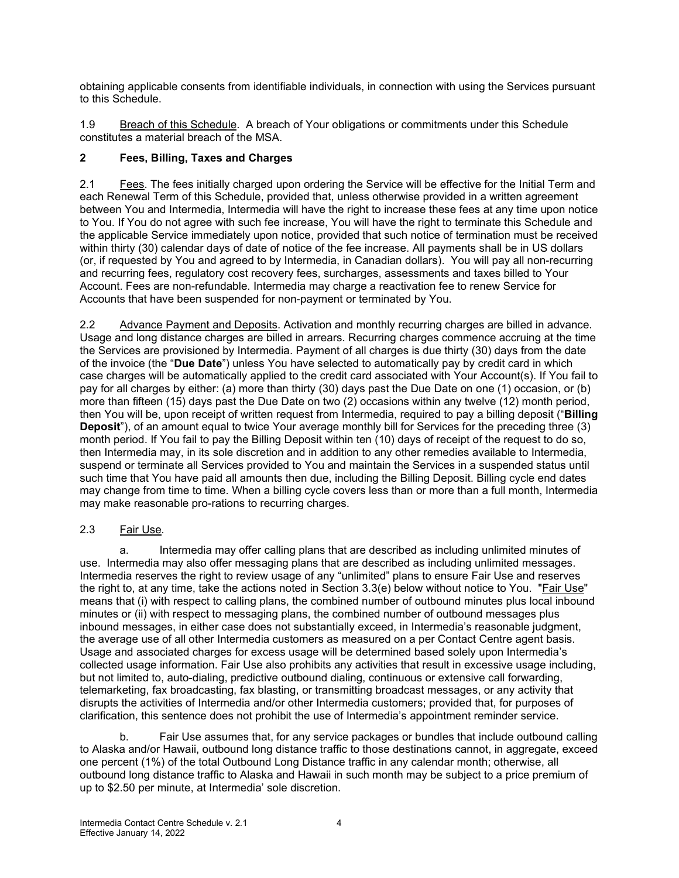obtaining applicable consents from identifiable individuals, in connection with using the Services pursuant to this Schedule.

1.9 Breach of this Schedule. A breach of Your obligations or commitments under this Schedule constitutes a material breach of the MSA.

## 2 Fees, Billing, Taxes and Charges

2.1 Fees. The fees initially charged upon ordering the Service will be effective for the Initial Term and each Renewal Term of this Schedule, provided that, unless otherwise provided in a written agreement between You and Intermedia, Intermedia will have the right to increase these fees at any time upon notice to You. If You do not agree with such fee increase, You will have the right to terminate this Schedule and the applicable Service immediately upon notice, provided that such notice of termination must be received within thirty (30) calendar days of date of notice of the fee increase. All payments shall be in US dollars (or, if requested by You and agreed to by Intermedia, in Canadian dollars). You will pay all non-recurring and recurring fees, regulatory cost recovery fees, surcharges, assessments and taxes billed to Your Account. Fees are non-refundable. Intermedia may charge a reactivation fee to renew Service for Accounts that have been suspended for non-payment or terminated by You.

2.2 Advance Payment and Deposits. Activation and monthly recurring charges are billed in advance. Usage and long distance charges are billed in arrears. Recurring charges commence accruing at the time the Services are provisioned by Intermedia. Payment of all charges is due thirty (30) days from the date of the invoice (the "**Due Date**") unless You have selected to automatically pay by credit card in which case charges will be automatically applied to the credit card associated with Your Account(s). If You fail to pay for all charges by either: (a) more than thirty (30) days past the Due Date on one (1) occasion, or (b) more than fifteen (15) days past the Due Date on two (2) occasions within any twelve (12) month period, then You will be, upon receipt of written request from Intermedia, required to pay a billing deposit ("**Billing Deposit**"), of an amount equal to twice Your average monthly bill for Services for the preceding three (3) month period. If You fail to pay the Billing Deposit within ten (10) days of receipt of the request to do so, then Intermedia may, in its sole discretion and in addition to any other remedies available to Intermedia, suspend or terminate all Services provided to You and maintain the Services in a suspended status until such time that You have paid all amounts then due, including the Billing Deposit. Billing cycle end dates may change from time to time. When a billing cycle covers less than or more than a full month, Intermedia may make reasonable pro-rations to recurring charges.

2.3 Fair Use.

a. Intermedia may offer calling plans that are described as including unlimited minutes of use. Intermedia may also offer messaging plans that are described as including unlimited messages. Intermedia reserves the right to review usage of any "unlimited" plans to ensure Fair Use and reserves the right to, at any time, take the actions noted in Section 3.3(e) below without notice to You. "Fair Use" means that (i) with respect to calling plans, the combined number of outbound minutes plus local inbound minutes or (ii) with respect to messaging plans, the combined number of outbound messages plus inbound messages, in either case does not substantially exceed, in Intermedia's reasonable judgment, the average use of all other Intermedia customers as measured on a per Contact Centre agent basis. Usage and associated charges for excess usage will be determined based solely upon Intermedia's collected usage information. Fair Use also prohibits any activities that result in excessive usage including, but not limited to, auto-dialing, predictive outbound dialing, continuous or extensive call forwarding, telemarketing, fax broadcasting, fax blasting, or transmitting broadcast messages, or any activity that disrupts the activities of Intermedia and/or other Intermedia customers; provided that, for purposes of clarification, this sentence does not prohibit the use of Intermedia's appointment reminder service.

b. Fair Use assumes that, for any service packages or bundles that include outbound calling to Alaska and/or Hawaii, outbound long distance traffic to those destinations cannot, in aggregate, exceed one percent (1%) of the total Outbound Long Distance traffic in any calendar month; otherwise, all outbound long distance traffic to Alaska and Hawaii in such month may be subject to a price premium of up to $2.50 per minute, at Intermedia' sole discretion.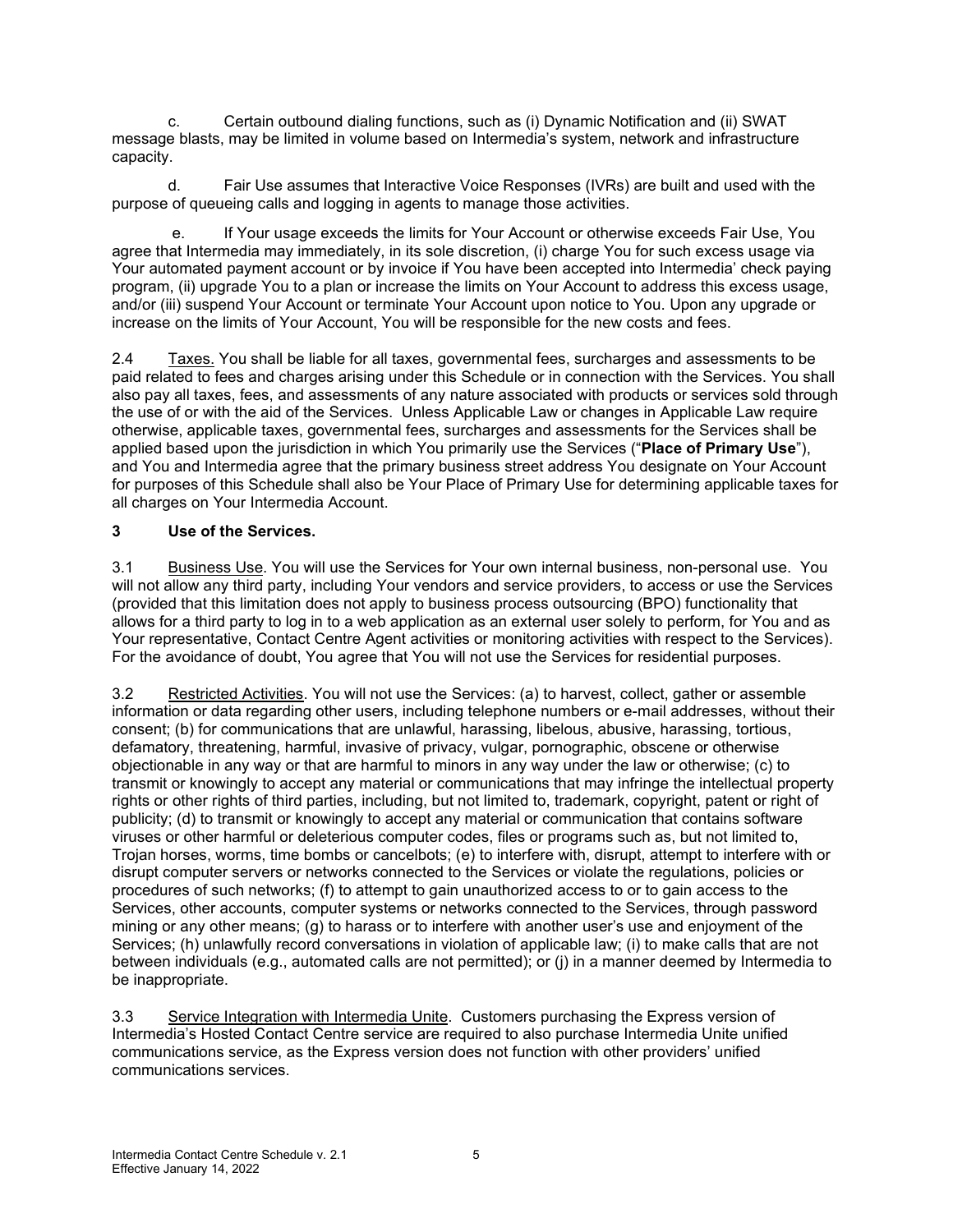c. Certain outbound dialing functions, such as (i) Dynamic Notification and (ii) SWAT message blasts, may be limited in volume based on Intermedia's system, network and infrastructure capacity.

d. Fair Use assumes that Interactive Voice Responses (IVRs) are built and used with the purpose of queueing calls and logging in agents to manage those activities.

e. If Your usage exceeds the limits for Your Account or otherwise exceeds Fair Use, You agree that Intermedia may immediately, in its sole discretion, (i) charge You for such excess usage via Your automated payment account or by invoice if You have been accepted into Intermedia' check paying program, (ii) upgrade You to a plan or increase the limits on Your Account to address this excess usage, and/or (iii) suspend Your Account or terminate Your Account upon notice to You. Upon any upgrade or increase on the limits of Your Account, You will be responsible for the new costs and fees.

2.4 Taxes. You shall be liable for all taxes, governmental fees, surcharges and assessments to be paid related to fees and charges arising under this Schedule or in connection with the Services. You shall also pay all taxes, fees, and assessments of any nature associated with products or services sold through the use of or with the aid of the Services. Unless Applicable Law or changes in Applicable Law require otherwise, applicable taxes, governmental fees, surcharges and assessments for the Services shall be applied based upon the jurisdiction in which You primarily use the Services ("**Place of Primary Use**"), and You and Intermedia agree that the primary business street address You designate on Your Account for purposes of this Schedule shall also be Your Place of Primary Use for determining applicable taxes for all charges on Your Intermedia Account.

## 3 Use of the Services.

3.1 Business Use. You will use the Services for Your own internal business, non-personal use. You will not allow any third party, including Your vendors and service providers, to access or use the Services (provided that this limitation does not apply to business process outsourcing (BPO) functionality that allows for a third party to log in to a web application as an external user solely to perform, for You and as Your representative, Contact Centre Agent activities or monitoring activities with respect to the Services). For the avoidance of doubt, You agree that You will not use the Services for residential purposes.

3.2 Restricted Activities. You will not use the Services: (a) to harvest, collect, gather or assemble information or data regarding other users, including telephone numbers or e-mail addresses, without their consent; (b) for communications that are unlawful, harassing, libelous, abusive, harassing, tortious, defamatory, threatening, harmful, invasive of privacy, vulgar, pornographic, obscene or otherwise objectionable in any way or that are harmful to minors in any way under the law or otherwise; (c) to transmit or knowingly to accept any material or communications that may infringe the intellectual property rights or other rights of third parties, including, but not limited to, trademark, copyright, patent or right of publicity; (d) to transmit or knowingly to accept any material or communication that contains software viruses or other harmful or deleterious computer codes, files or programs such as, but not limited to, Trojan horses, worms, time bombs or cancelbots; (e) to interfere with, disrupt, attempt to interfere with or disrupt computer servers or networks connected to the Services or violate the regulations, policies or procedures of such networks; (f) to attempt to gain unauthorized access to or to gain access to the Services, other accounts, computer systems or networks connected to the Services, through password mining or any other means; (g) to harass or to interfere with another user's use and enjoyment of the Services; (h) unlawfully record conversations in violation of applicable law; (i) to make calls that are not between individuals (e.g., automated calls are not permitted); or (j) in a manner deemed by Intermedia to be inappropriate.

3.3 Service Integration with Intermedia Unite. Customers purchasing the Express version of Intermedia's Hosted Contact Centre service are required to also purchase Intermedia Unite unified communications service, as the Express version does not function with other providers' unified communications services.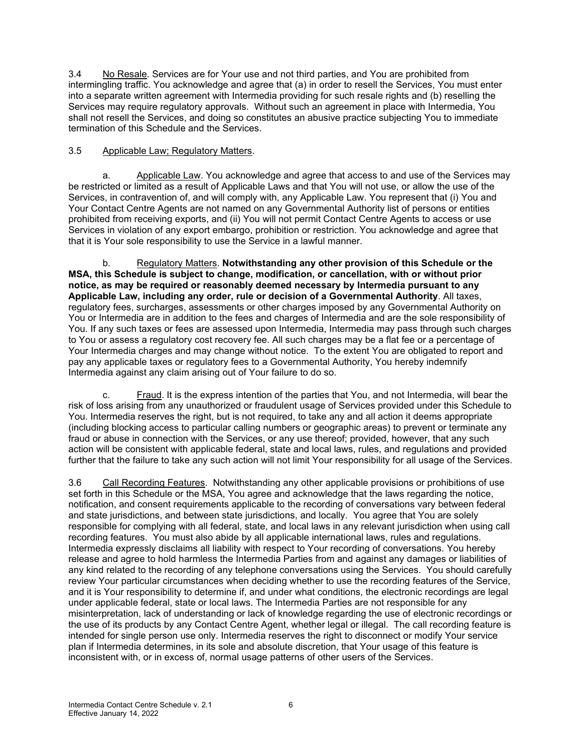3.4 No Resale. Services are for Your use and not third parties, and You are prohibited from intermingling traffic. You acknowledge and agree that (a) in order to resell the Services, You must enter into a separate written agreement with Intermedia providing for such resale rights and (b) reselling the Services may require regulatory approvals. Without such an agreement in place with Intermedia, You shall not resell the Services, and doing so constitutes an abusive practice subjecting You to immediate termination of this Schedule and the Services.

3.5 Applicable Law; Regulatory Matters.

a. Applicable Law. You acknowledge and agree that access to and use of the Services may be restricted or limited as a result of Applicable Laws and that You will not use, or allow the use of the Services, in contravention of, and will comply with, any Applicable Law. You represent that (i) You and Your Contact Centre Agents are not named on any Governmental Authority list of persons or entities prohibited from receiving exports, and (ii) You will not permit Contact Centre Agents to access or use Services in violation of any export embargo, prohibition or restriction. You acknowledge and agree that that it is Your sole responsibility to use the Service in a lawful manner.

b. Regulatory Matters. **Notwithstanding any other provision of this Schedule or the MSA, this Schedule is subject to change, modification, or cancellation, with or without prior notice, as may be required or reasonably deemed necessary by Intermedia pursuant to any Applicable Law, including any order, rule or decision of a Governmental Authority**. All taxes, regulatory fees, surcharges, assessments or other charges imposed by any Governmental Authority on You or Intermedia are in addition to the fees and charges of Intermedia and are the sole responsibility of You. If any such taxes or fees are assessed upon Intermedia, Intermedia may pass through such charges to You or assess a regulatory cost recovery fee. All such charges may be a flat fee or a percentage of Your Intermedia charges and may change without notice. To the extent You are obligated to report and pay any applicable taxes or regulatory fees to a Governmental Authority, You hereby indemnify Intermedia against any claim arising out of Your failure to do so.

c. Fraud. It is the express intention of the parties that You, and not Intermedia, will bear the risk of loss arising from any unauthorized or fraudulent usage of Services provided under this Schedule to You. Intermedia reserves the right, but is not required, to take any and all action it deems appropriate (including blocking access to particular calling numbers or geographic areas) to prevent or terminate any fraud or abuse in connection with the Services, or any use thereof; provided, however, that any such action will be consistent with applicable federal, state and local laws, rules, and regulations and provided further that the failure to take any such action will not limit Your responsibility for all usage of the Services.

3.6 Call Recording Features. Notwithstanding any other applicable provisions or prohibitions of use set forth in this Schedule or the MSA, You agree and acknowledge that the laws regarding the notice, notification, and consent requirements applicable to the recording of conversations vary between federal and state jurisdictions, and between state jurisdictions, and locally. You agree that You are solely responsible for complying with all federal, state, and local laws in any relevant jurisdiction when using call recording features. You must also abide by all applicable international laws, rules and regulations. Intermedia expressly disclaims all liability with respect to Your recording of conversations. You hereby release and agree to hold harmless the Intermedia Parties from and against any damages or liabilities of any kind related to the recording of any telephone conversations using the Services. You should carefully review Your particular circumstances when deciding whether to use the recording features of the Service, and it is Your responsibility to determine if, and under what conditions, the electronic recordings are legal under applicable federal, state or local laws. The Intermedia Parties are not responsible for any misinterpretation, lack of understanding or lack of knowledge regarding the use of electronic recordings or the use of its products by any Contact Centre Agent, whether legal or illegal. The call recording feature is intended for single person use only. Intermedia reserves the right to disconnect or modify Your service plan if Intermedia determines, in its sole and absolute discretion, that Your usage of this feature is inconsistent with, or in excess of, normal usage patterns of other users of the Services.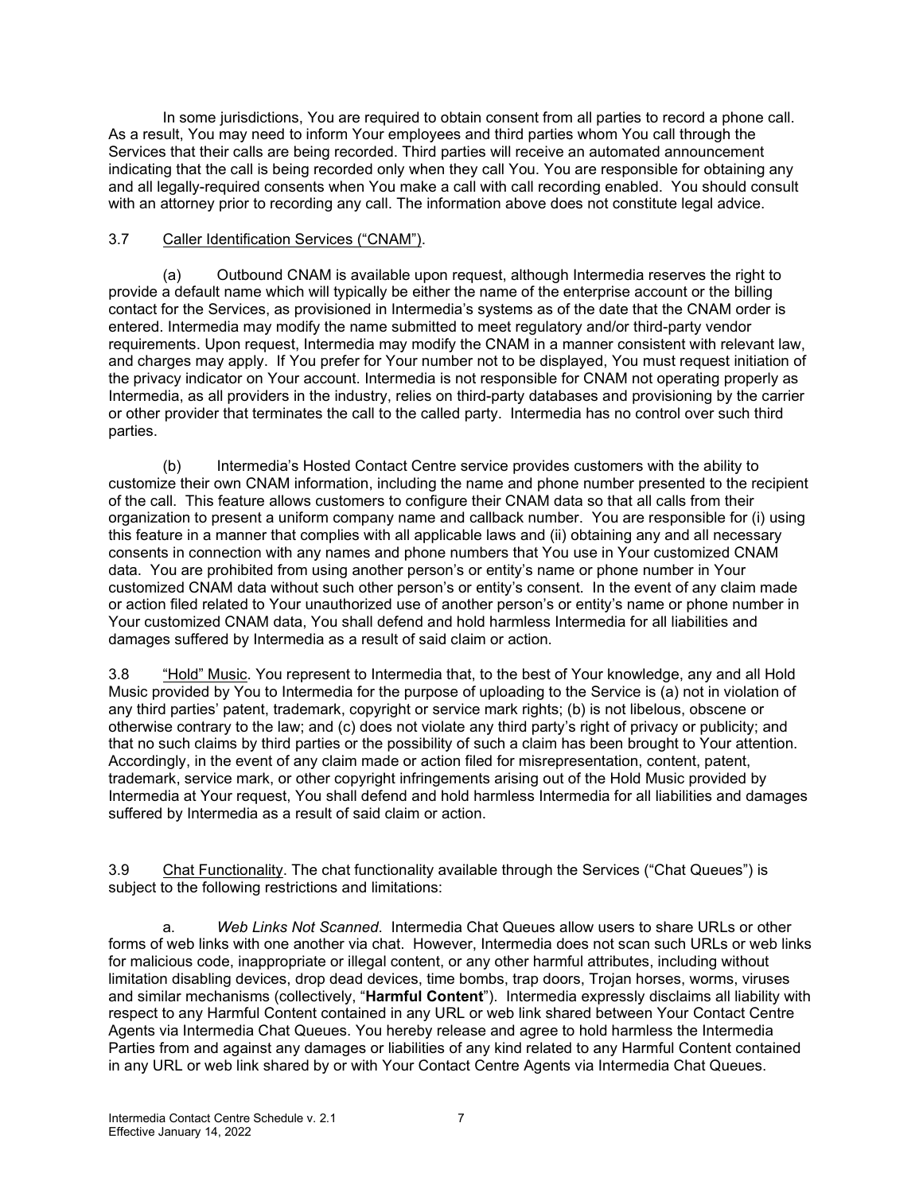In some jurisdictions, You are required to obtain consent from all parties to record a phone call. As a result, You may need to inform Your employees and third parties whom You call through the Services that their calls are being recorded. Third parties will receive an automated announcement indicating that the call is being recorded only when they call You. You are responsible for obtaining any and all legally-required consents when You make a call with call recording enabled. You should consult with an attorney prior to recording any call. The information above does not constitute legal advice.

3.7 Caller Identification Services ("CNAM").

(a) Outbound CNAM is available upon request, although Intermedia reserves the right to provide a default name which will typically be either the name of the enterprise account or the billing contact for the Services, as provisioned in Intermedia's systems as of the date that the CNAM order is entered. Intermedia may modify the name submitted to meet regulatory and/or third-party vendor requirements. Upon request, Intermedia may modify the CNAM in a manner consistent with relevant law, and charges may apply. If You prefer for Your number not to be displayed, You must request initiation of the privacy indicator on Your account. Intermedia is not responsible for CNAM not operating properly as Intermedia, as all providers in the industry, relies on third-party databases and provisioning by the carrier or other provider that terminates the call to the called party. Intermedia has no control over such third parties.

(b) Intermedia's Hosted Contact Centre service provides customers with the ability to customize their own CNAM information, including the name and phone number presented to the recipient of the call. This feature allows customers to configure their CNAM data so that all calls from their organization to present a uniform company name and callback number. You are responsible for (i) using this feature in a manner that complies with all applicable laws and (ii) obtaining any and all necessary consents in connection with any names and phone numbers that You use in Your customized CNAM data. You are prohibited from using another person's or entity's name or phone number in Your customized CNAM data without such other person's or entity's consent. In the event of any claim made or action filed related to Your unauthorized use of another person's or entity's name or phone number in Your customized CNAM data, You shall defend and hold harmless Intermedia for all liabilities and damages suffered by Intermedia as a result of said claim or action.

3.8 "Hold" Music. You represent to Intermedia that, to the best of Your knowledge, any and all Hold Music provided by You to Intermedia for the purpose of uploading to the Service is (a) not in violation of any third parties' patent, trademark, copyright or service mark rights; (b) is not libelous, obscene or otherwise contrary to the law; and (c) does not violate any third party's right of privacy or publicity; and that no such claims by third parties or the possibility of such a claim has been brought to Your attention. Accordingly, in the event of any claim made or action filed for misrepresentation, content, patent, trademark, service mark, or other copyright infringements arising out of the Hold Music provided by Intermedia at Your request, You shall defend and hold harmless Intermedia for all liabilities and damages suffered by Intermedia as a result of said claim or action.

3.9 Chat Functionality. The chat functionality available through the Services ("Chat Queues") is subject to the following restrictions and limitations:

a. *Web Links Not Scanned*. Intermedia Chat Queues allow users to share URLs or other forms of web links with one another via chat. However, Intermedia does not scan such URLs or web links for malicious code, inappropriate or illegal content, or any other harmful attributes, including without limitation disabling devices, drop dead devices, time bombs, trap doors, Trojan horses, worms, viruses and similar mechanisms (collectively, "**Harmful Content**"). Intermedia expressly disclaims all liability with respect to any Harmful Content contained in any URL or web link shared between Your Contact Centre Agents via Intermedia Chat Queues. You hereby release and agree to hold harmless the Intermedia Parties from and against any damages or liabilities of any kind related to any Harmful Content contained in any URL or web link shared by or with Your Contact Centre Agents via Intermedia Chat Queues.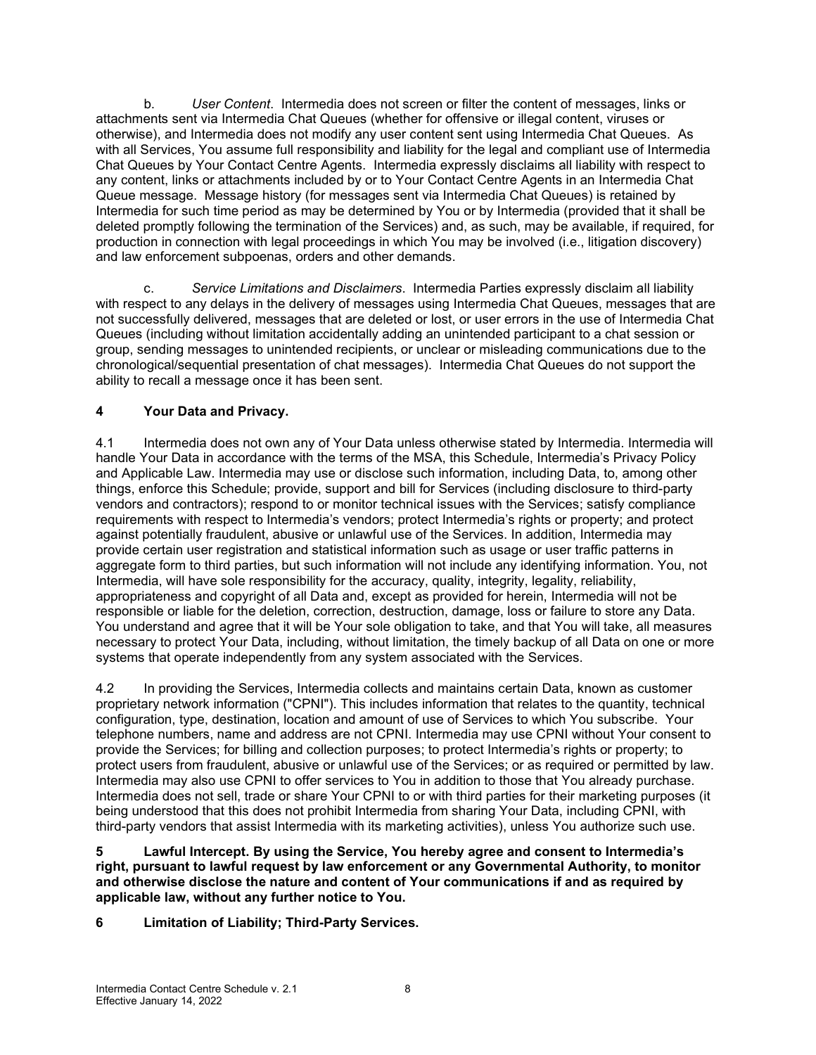b. *User Content*. Intermedia does not screen or filter the content of messages, links or attachments sent via Intermedia Chat Queues (whether for offensive or illegal content, viruses or otherwise), and Intermedia does not modify any user content sent using Intermedia Chat Queues. As with all Services, You assume full responsibility and liability for the legal and compliant use of Intermedia Chat Queues by Your Contact Centre Agents. Intermedia expressly disclaims all liability with respect to any content, links or attachments included by or to Your Contact Centre Agents in an Intermedia Chat Queue message. Message history (for messages sent via Intermedia Chat Queues) is retained by Intermedia for such time period as may be determined by You or by Intermedia (provided that it shall be deleted promptly following the termination of the Services) and, as such, may be available, if required, for production in connection with legal proceedings in which You may be involved (i.e., litigation discovery) and law enforcement subpoenas, orders and other demands.

c. *Service Limitations and Disclaimers*. Intermedia Parties expressly disclaim all liability with respect to any delays in the delivery of messages using Intermedia Chat Queues, messages that are not successfully delivered, messages that are deleted or lost, or user errors in the use of Intermedia Chat Queues (including without limitation accidentally adding an unintended participant to a chat session or group, sending messages to unintended recipients, or unclear or misleading communications due to the chronological/sequential presentation of chat messages). Intermedia Chat Queues do not support the ability to recall a message once it has been sent.

## 4 Your Data and Privacy.

4.1 Intermedia does not own any of Your Data unless otherwise stated by Intermedia. Intermedia will handle Your Data in accordance with the terms of the MSA, this Schedule, Intermedia's Privacy Policy and Applicable Law. Intermedia may use or disclose such information, including Data, to, among other things, enforce this Schedule; provide, support and bill for Services (including disclosure to third-party vendors and contractors); respond to or monitor technical issues with the Services; satisfy compliance requirements with respect to Intermedia's vendors; protect Intermedia's rights or property; and protect against potentially fraudulent, abusive or unlawful use of the Services. In addition, Intermedia may provide certain user registration and statistical information such as usage or user traffic patterns in aggregate form to third parties, but such information will not include any identifying information. You, not Intermedia, will have sole responsibility for the accuracy, quality, integrity, legality, reliability, appropriateness and copyright of all Data and, except as provided for herein, Intermedia will not be responsible or liable for the deletion, correction, destruction, damage, loss or failure to store any Data. You understand and agree that it will be Your sole obligation to take, and that You will take, all measures necessary to protect Your Data, including, without limitation, the timely backup of all Data on one or more systems that operate independently from any system associated with the Services.

4.2 In providing the Services, Intermedia collects and maintains certain Data, known as customer proprietary network information ("CPNI"). This includes information that relates to the quantity, technical configuration, type, destination, location and amount of use of Services to which You subscribe. Your telephone numbers, name and address are not CPNI. Intermedia may use CPNI without Your consent to provide the Services; for billing and collection purposes; to protect Intermedia's rights or property; to protect users from fraudulent, abusive or unlawful use of the Services; or as required or permitted by law. Intermedia may also use CPNI to offer services to You in addition to those that You already purchase. Intermedia does not sell, trade or share Your CPNI to or with third parties for their marketing purposes (it being understood that this does not prohibit Intermedia from sharing Your Data, including CPNI, with third-party vendors that assist Intermedia with its marketing activities), unless You authorize such use.

## 5 Lawful Intercept. By using the Service, You hereby agree and consent to Intermedia's right, pursuant to lawful request by law enforcement or any Governmental Authority, to monitor and otherwise disclose the nature and content of Your communications if and as required by applicable law, without any further notice to You.

## 6 Limitation of Liability; Third-Party Services.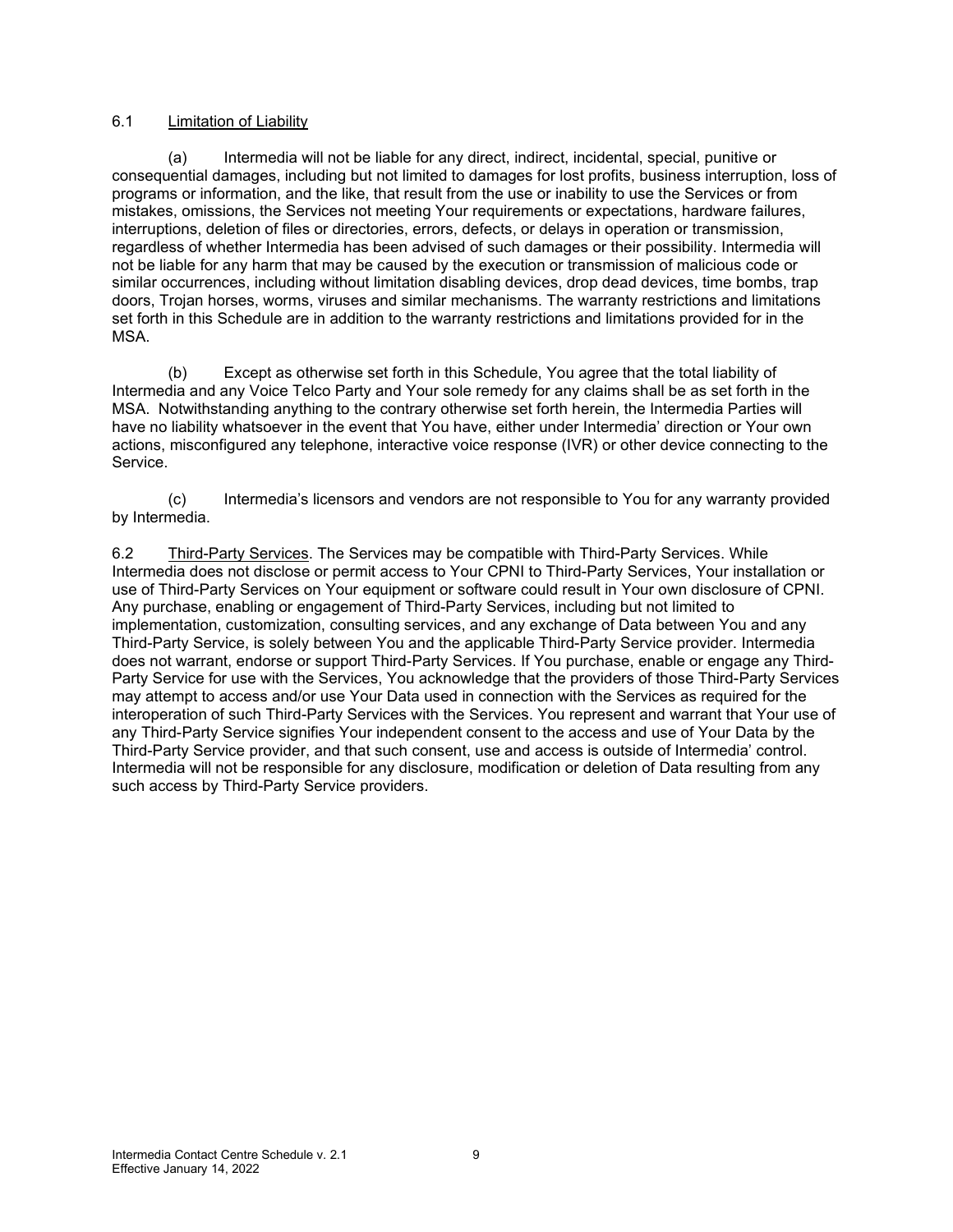6.1 Limitation of Liability

(a) Intermedia will not be liable for any direct, indirect, incidental, special, punitive or consequential damages, including but not limited to damages for lost profits, business interruption, loss of programs or information, and the like, that result from the use or inability to use the Services or from mistakes, omissions, the Services not meeting Your requirements or expectations, hardware failures, interruptions, deletion of files or directories, errors, defects, or delays in operation or transmission, regardless of whether Intermedia has been advised of such damages or their possibility. Intermedia will not be liable for any harm that may be caused by the execution or transmission of malicious code or similar occurrences, including without limitation disabling devices, drop dead devices, time bombs, trap doors, Trojan horses, worms, viruses and similar mechanisms. The warranty restrictions and limitations set forth in this Schedule are in addition to the warranty restrictions and limitations provided for in the MSA.

(b) Except as otherwise set forth in this Schedule, You agree that the total liability of Intermedia and any Voice Telco Party and Your sole remedy for any claims shall be as set forth in the MSA. Notwithstanding anything to the contrary otherwise set forth herein, the Intermedia Parties will have no liability whatsoever in the event that You have, either under Intermedia' direction or Your own actions, misconfigured any telephone, interactive voice response (IVR) or other device connecting to the Service.

(c) Intermedia's licensors and vendors are not responsible to You for any warranty provided by Intermedia.

6.2 Third-Party Services. The Services may be compatible with Third-Party Services. While Intermedia does not disclose or permit access to Your CPNI to Third-Party Services, Your installation or use of Third-Party Services on Your equipment or software could result in Your own disclosure of CPNI. Any purchase, enabling or engagement of Third-Party Services, including but not limited to implementation, customization, consulting services, and any exchange of Data between You and any Third-Party Service, is solely between You and the applicable Third-Party Service provider. Intermedia does not warrant, endorse or support Third-Party Services. If You purchase, enable or engage any Third-Party Service for use with the Services, You acknowledge that the providers of those Third-Party Services may attempt to access and/or use Your Data used in connection with the Services as required for the interoperation of such Third-Party Services with the Services. You represent and warrant that Your use of any Third-Party Service signifies Your independent consent to the access and use of Your Data by the Third-Party Service provider, and that such consent, use and access is outside of Intermedia' control. Intermedia will not be responsible for any disclosure, modification or deletion of Data resulting from any such access by Third-Party Service providers.